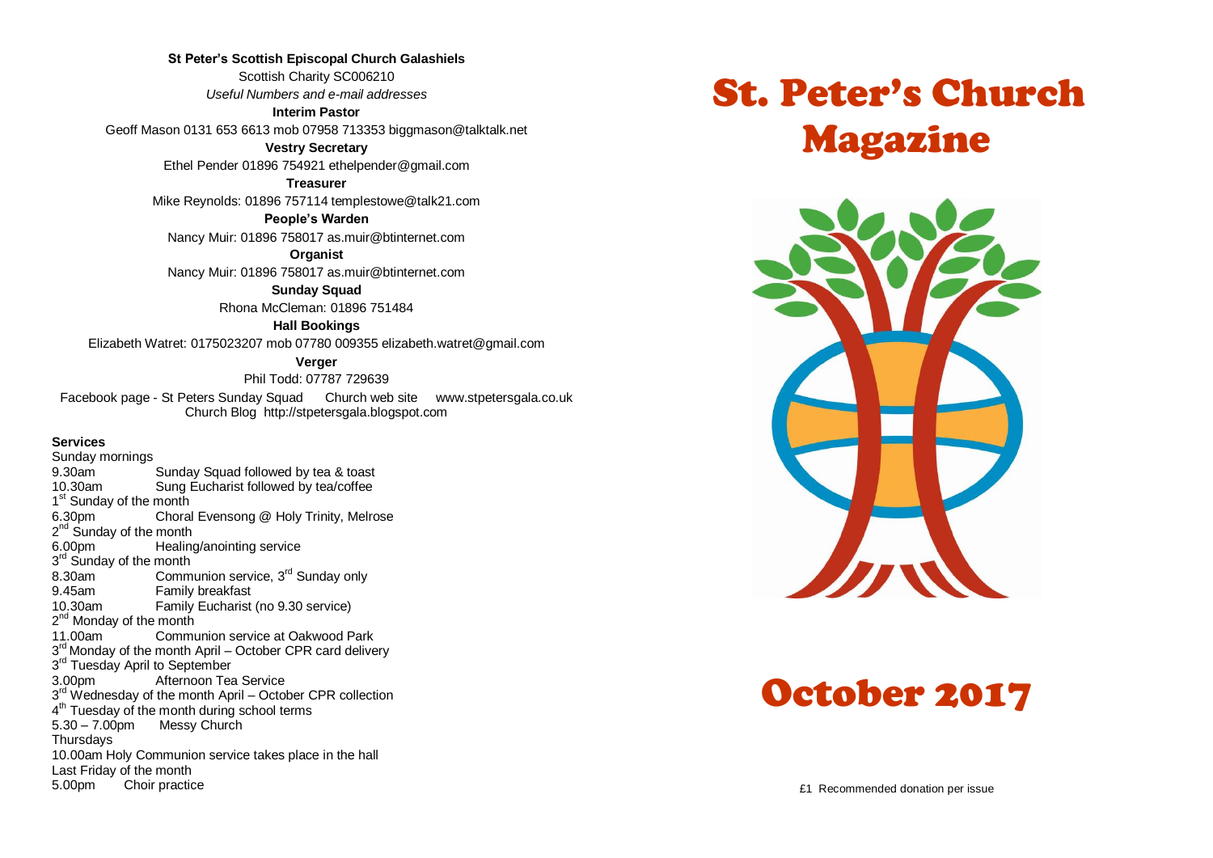**St Peter's Scottish Episcopal Church Galashiels**

Scottish Charity SC006210

*Useful Numbers and e-mail addresses*

**Interim Pastor**

Geoff Mason 0131 653 6613 mob 07958 713353 biggmason@talktalk.net

**Vestry Secretary**

Ethel Pender 01896 754921 ethelpender@gmail.com

**Treasurer**

Mike Reynolds: 01896 757114 templestowe@talk21.com

**People's Warden**

Nancy Muir: 01896 758017 as.muir@btinternet.com

**Organist**

Nancy Muir: 01896 758017 as.muir@btinternet.com

**Sunday Squad**

Rhona McCleman: 01896 751484

**Hall Bookings**

Elizabeth Watret: 0175023207 mob 07780 009355 elizabeth.watret@gmail.com

**Verger**

Phil Todd: 07787 729639

Facebook page - St Peters Sunday Squad    Church web site    www.stpetersgala.co.uk

Church Blog http://stpetersgala.blogspot.com

**Services**

Sunday mornings

9.30am Sunday Squad followed by tea & toast

10.30am Sung Eucharist followed by tea/coffee

1st Sunday of the month

6.30pm Choral Evensong @ Holy Trinity, Melrose

2nd Sunday of the month

6.00pm Healing/anointing service

3rd Sunday of the month

8.30am Communion service, 3rd Sunday only

9.45am Family breakfast

10.30am Family Eucharist (no 9.30 service)

2nd Monday of the month

11.00am Communion service at Oakwood Park

3rd Monday of the month April – October CPR card delivery

3rd Tuesday April to September

3.00pm Afternoon Tea Service

3rd Wednesday of the month April – October CPR collection

4th Tuesday of the month during school terms

5.30 – 7.00pm Messy Church

Thursdays

10.00am Holy Communion service takes place in the hall

Last Friday of the month

5.00pm Choir practice

# St. Peter's Church Magazine

# October 2017

£1 Recommended donation per issue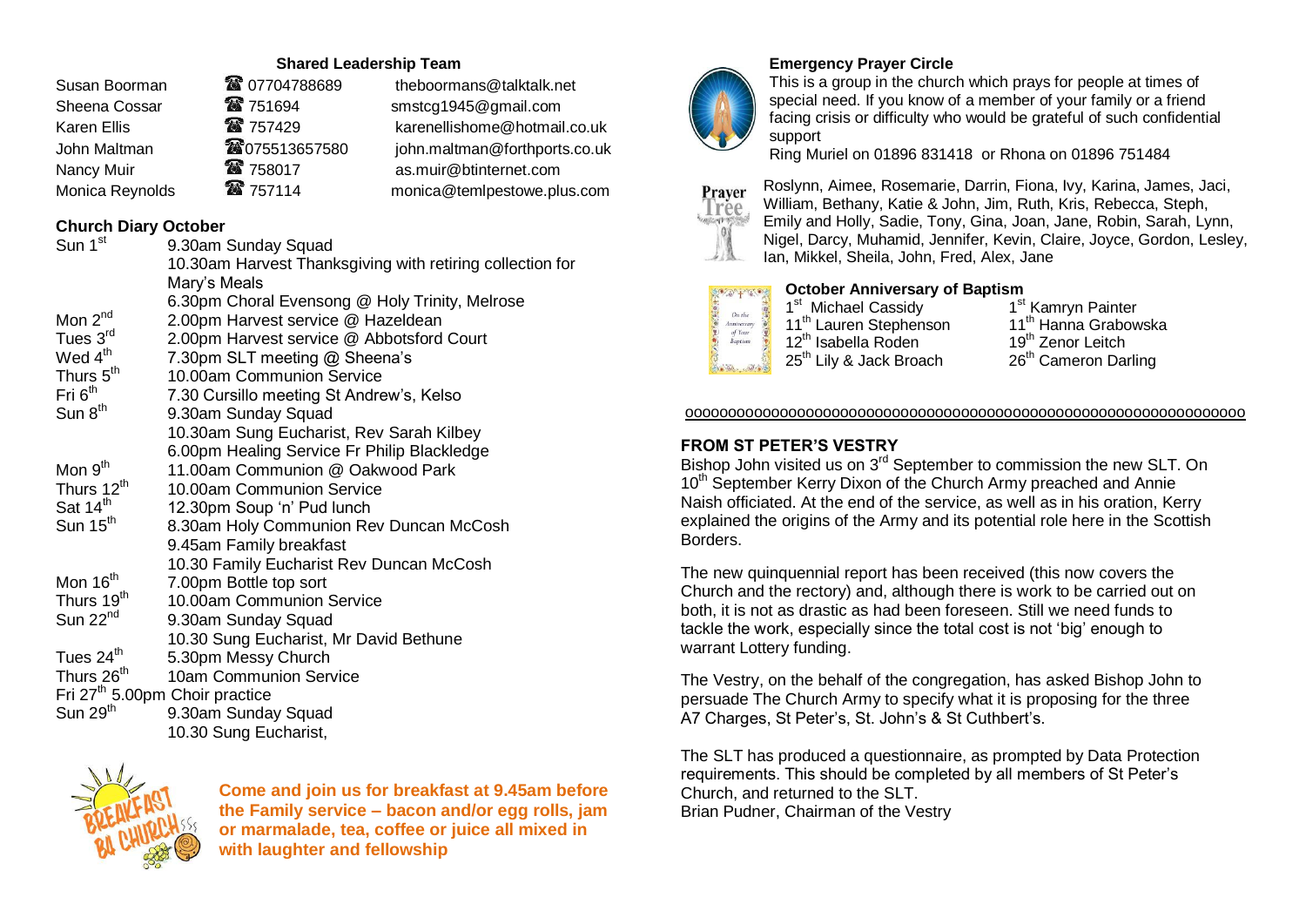## Shared Leadership Team

| | | |
|---|---|---|
| Susan Boorman | ☎ 07704788689 | theboormans@talktalk.net |
| Sheena Cossar | ☎ 751694 | smstcg1945@gmail.com |
| Karen Ellis | ☎ 757429 | karenellishome@hotmail.co.uk |
| John Maltman | ☎075513657580 | john.maltman@forthports.co.uk |
| Nancy Muir | ☎ 758017 | as.muir@btinternet.com |
| Monica Reynolds | ☎ 757114 | monica@temlpestowe.plus.com |

## Church Diary October

| | |
|---|---|
| Sun 1st | 9.30am Sunday Squad |
| | 10.30am Harvest Thanksgiving with retiring collection for Mary's Meals |
| | 6.30pm Choral Evensong @ Holy Trinity, Melrose |
| Mon 2nd | 2.00pm Harvest service @ Hazeldean |
| Tues 3rd | 2.00pm Harvest service @ Abbotsford Court |
| Wed 4th | 7.30pm SLT meeting @ Sheena's |
| Thurs 5th | 10.00am Communion Service |
| Fri 6th | 7.30 Cursillo meeting St Andrew's, Kelso |
| Sun 8th | 9.30am Sunday Squad |
| | 10.30am Sung Eucharist, Rev Sarah Kilbey |
| | 6.00pm Healing Service Fr Philip Blackledge |
| Mon 9th | 11.00am Communion @ Oakwood Park |
| Thurs 12th | 10.00am Communion Service |
| Sat 14th | 12.30pm Soup 'n' Pud lunch |
| Sun 15th | 8.30am Holy Communion Rev Duncan McCosh |
| | 9.45am Family breakfast |
| | 10.30 Family Eucharist Rev Duncan McCosh |
| Mon 16th | 7.00pm Bottle top sort |
| Thurs 19th | 10.00am Communion Service |
| Sun 22nd | 9.30am Sunday Squad |
| | 10.30 Sung Eucharist, Mr David Bethune |
| Tues 24th | 5.30pm Messy Church |
| Thurs 26th | 10am Communion Service |
| Fri 27th | 5.00pm Choir practice |
| Sun 29th | 9.30am Sunday Squad |
| | 10.30 Sung Eucharist, |

**Come and join us for breakfast at 9.45am before the Family service – bacon and/or egg rolls, jam or marmalade, tea, coffee or juice all mixed in with laughter and fellowship**

### Emergency Prayer Circle

This is a group in the church which prays for people at times of special need. If you know of a member of your family or a friend facing crisis or difficulty who would be grateful of such confidential support

Ring Muriel on 01896 831418 or Rhona on 01896 751484

Roslynn, Aimee, Rosemarie, Darrin, Fiona, Ivy, Karina, James, Jaci, William, Bethany, Katie & John, Jim, Ruth, Kris, Rebecca, Steph, Emily and Holly, Sadie, Tony, Gina, Joan, Jane, Robin, Sarah, Lynn, Nigel, Darcy, Muhamid, Jennifer, Kevin, Claire, Joyce, Gordon, Lesley, Ian, Mikkel, Sheila, John, Fred, Alex, Jane

### October Anniversary of Baptism

| | |
|---|---|
| 1st Michael Cassidy | 1st Kamryn Painter |
| 11th Lauren Stephenson | 11th Hanna Grabowska |
| 12th Isabella Roden | 19th Zenor Leitch |
| 25th Lily & Jack Broach | 26th Cameron Darling |

oooooooooooooooooooooooooooooooooooooooooooooooooooooooooooooooo

### FROM ST PETER'S VESTRY

Bishop John visited us on 3rd September to commission the new SLT. On 10th September Kerry Dixon of the Church Army preached and Annie Naish officiated. At the end of the service, as well as in his oration, Kerry explained the origins of the Army and its potential role here in the Scottish Borders.

The new quinquennial report has been received (this now covers the Church and the rectory) and, although there is work to be carried out on both, it is not as drastic as had been foreseen. Still we need funds to tackle the work, especially since the total cost is not 'big' enough to warrant Lottery funding.

The Vestry, on the behalf of the congregation, has asked Bishop John to persuade The Church Army to specify what it is proposing for the three A7 Charges, St Peter's, St. John's & St Cuthbert's.

The SLT has produced a questionnaire, as prompted by Data Protection requirements. This should be completed by all members of St Peter's Church, and returned to the SLT.
Brian Pudner, Chairman of the Vestry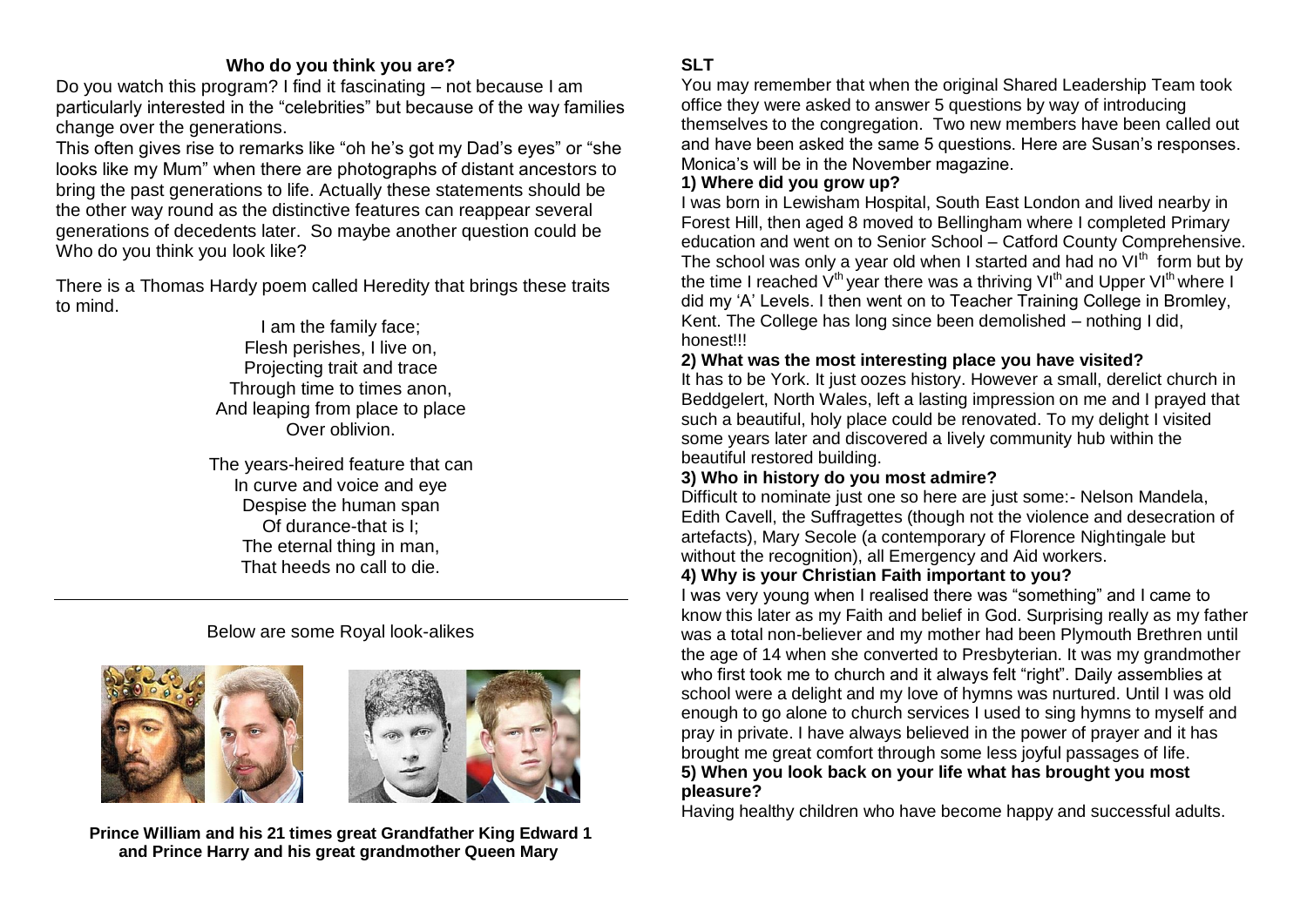## Who do you think you are?

Do you watch this program? I find it fascinating – not because I am particularly interested in the "celebrities" but because of the way families change over the generations.

This often gives rise to remarks like "oh he's got my Dad's eyes" or "she looks like my Mum" when there are photographs of distant ancestors to bring the past generations to life. Actually these statements should be the other way round as the distinctive features can reappear several generations of decedents later. So maybe another question could be Who do you think you look like?

There is a Thomas Hardy poem called Heredity that brings these traits to mind.

I am the family face;
Flesh perishes, I live on,
Projecting trait and trace
Through time to times anon,
And leaping from place to place
Over oblivion.

The years-heired feature that can
In curve and voice and eye
Despise the human span
Of durance-that is I;
The eternal thing in man,
That heeds no call to die.

---

Below are some Royal look-alikes

**Prince William and his 21 times great Grandfather King Edward 1 and Prince Harry and his great grandmother Queen Mary**

## SLT

You may remember that when the original Shared Leadership Team took office they were asked to answer 5 questions by way of introducing themselves to the congregation. Two new members have been called out and have been asked the same 5 questions. Here are Susan's responses. Monica's will be in the November magazine.

**1) Where did you grow up?**

I was born in Lewisham Hospital, South East London and lived nearby in Forest Hill, then aged 8 moved to Bellingham where I completed Primary education and went on to Senior School – Catford County Comprehensive. The school was only a year old when I started and had no VI$^{th}$ form but by the time I reached V$^{th}$ year there was a thriving VI$^{th}$ and Upper VI$^{th}$ where I did my 'A' Levels. I then went on to Teacher Training College in Bromley, Kent. The College has long since been demolished – nothing I did, honest!!!

**2) What was the most interesting place you have visited?**

It has to be York. It just oozes history. However a small, derelict church in Beddgelert, North Wales, left a lasting impression on me and I prayed that such a beautiful, holy place could be renovated. To my delight I visited some years later and discovered a lively community hub within the beautiful restored building.

**3) Who in history do you most admire?**

Difficult to nominate just one so here are just some:- Nelson Mandela, Edith Cavell, the Suffragettes (though not the violence and desecration of artefacts), Mary Secole (a contemporary of Florence Nightingale but without the recognition), all Emergency and Aid workers.

**4) Why is your Christian Faith important to you?**

I was very young when I realised there was "something" and I came to know this later as my Faith and belief in God. Surprising really as my father was a total non-believer and my mother had been Plymouth Brethren until the age of 14 when she converted to Presbyterian. It was my grandmother who first took me to church and it always felt "right". Daily assemblies at school were a delight and my love of hymns was nurtured. Until I was old enough to go alone to church services I used to sing hymns to myself and pray in private. I have always believed in the power of prayer and it has brought me great comfort through some less joyful passages of life.

**5) When you look back on your life what has brought you most pleasure?**

Having healthy children who have become happy and successful adults.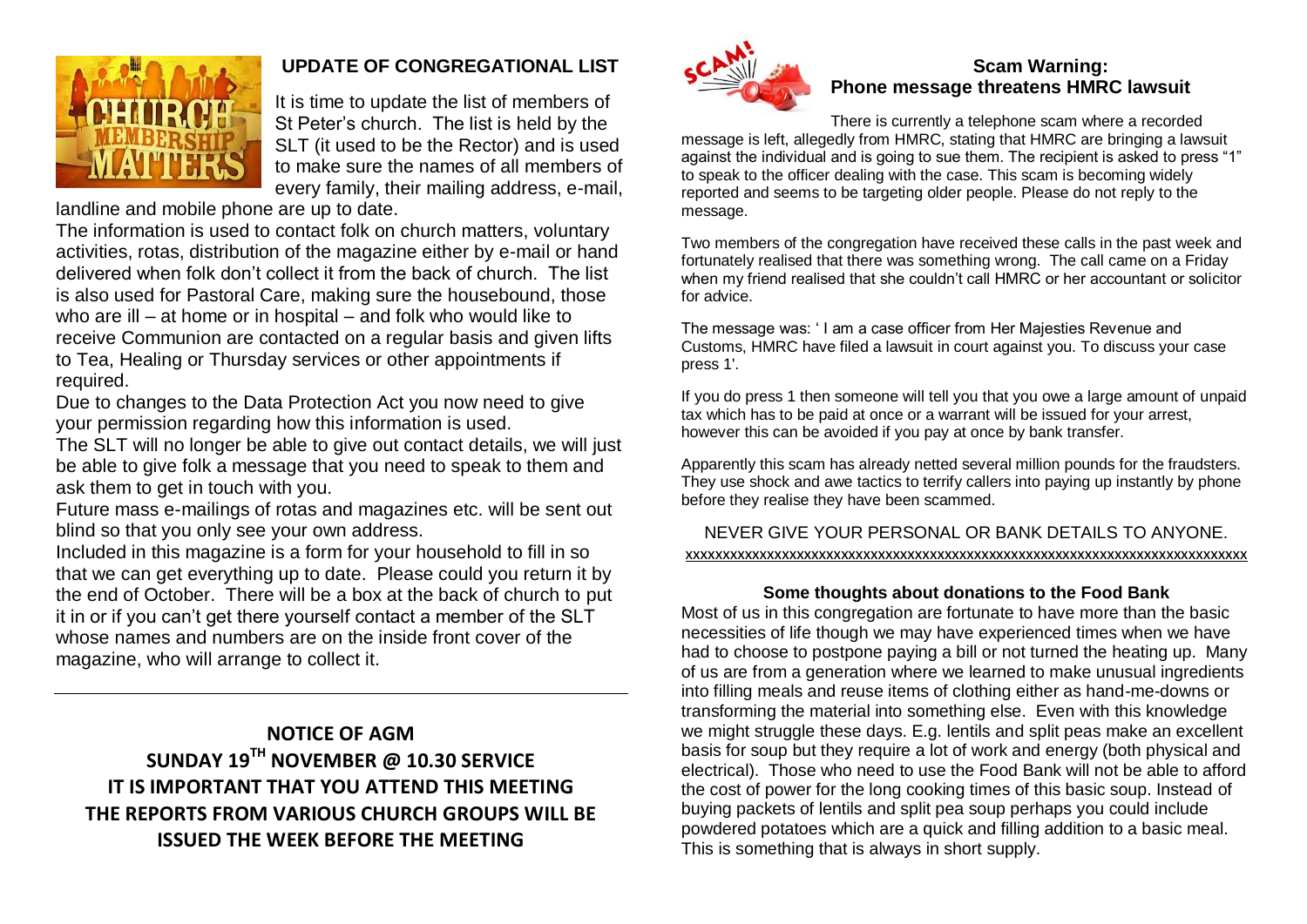## UPDATE OF CONGREGATIONAL LIST

It is time to update the list of members of St Peter's church. The list is held by the SLT (it used to be the Rector) and is used to make sure the names of all members of every family, their mailing address, e-mail, landline and mobile phone are up to date.

The information is used to contact folk on church matters, voluntary activities, rotas, distribution of the magazine either by e-mail or hand delivered when folk don't collect it from the back of church. The list is also used for Pastoral Care, making sure the housebound, those who are ill – at home or in hospital – and folk who would like to receive Communion are contacted on a regular basis and given lifts to Tea, Healing or Thursday services or other appointments if required.

Due to changes to the Data Protection Act you now need to give your permission regarding how this information is used.

The SLT will no longer be able to give out contact details, we will just be able to give folk a message that you need to speak to them and ask them to get in touch with you.

Future mass e-mailings of rotas and magazines etc. will be sent out blind so that you only see your own address.

Included in this magazine is a form for your household to fill in so that we can get everything up to date. Please could you return it by the end of October. There will be a box at the back of church to put it in or if you can't get there yourself contact a member of the SLT whose names and numbers are on the inside front cover of the magazine, who will arrange to collect it.

---

**NOTICE OF AGM**
**SUNDAY 19TH NOVEMBER @ 10.30 SERVICE**
**IT IS IMPORTANT THAT YOU ATTEND THIS MEETING**
**THE REPORTS FROM VARIOUS CHURCH GROUPS WILL BE ISSUED THE WEEK BEFORE THE MEETING**

## Scam Warning: Phone message threatens HMRC lawsuit

There is currently a telephone scam where a recorded message is left, allegedly from HMRC, stating that HMRC are bringing a lawsuit against the individual and is going to sue them. The recipient is asked to press "1" to speak to the officer dealing with the case. This scam is becoming widely reported and seems to be targeting older people. Please do not reply to the message.

Two members of the congregation have received these calls in the past week and fortunately realised that there was something wrong. The call came on a Friday when my friend realised that she couldn't call HMRC or her accountant or solicitor for advice.

The message was: ' I am a case officer from Her Majesties Revenue and Customs, HMRC have filed a lawsuit in court against you. To discuss your case press 1'.

If you do press 1 then someone will tell you that you owe a large amount of unpaid tax which has to be paid at once or a warrant will be issued for your arrest, however this can be avoided if you pay at once by bank transfer.

Apparently this scam has already netted several million pounds for the fraudsters. They use shock and awe tactics to terrify callers into paying up instantly by phone before they realise they have been scammed.

NEVER GIVE YOUR PERSONAL OR BANK DETAILS TO ANYONE.

xxxxxxxxxxxxxxxxxxxxxxxxxxxxxxxxxxxxxxxxxxxxxxxxxxxxxxxxxxxxxxxxxxxxxxxxxxxx

**Some thoughts about donations to the Food Bank**

Most of us in this congregation are fortunate to have more than the basic necessities of life though we may have experienced times when we have had to choose to postpone paying a bill or not turned the heating up. Many of us are from a generation where we learned to make unusual ingredients into filling meals and reuse items of clothing either as hand-me-downs or transforming the material into something else. Even with this knowledge we might struggle these days. E.g. lentils and split peas make an excellent basis for soup but they require a lot of work and energy (both physical and electrical). Those who need to use the Food Bank will not be able to afford the cost of power for the long cooking times of this basic soup. Instead of buying packets of lentils and split pea soup perhaps you could include powdered potatoes which are a quick and filling addition to a basic meal. This is something that is always in short supply.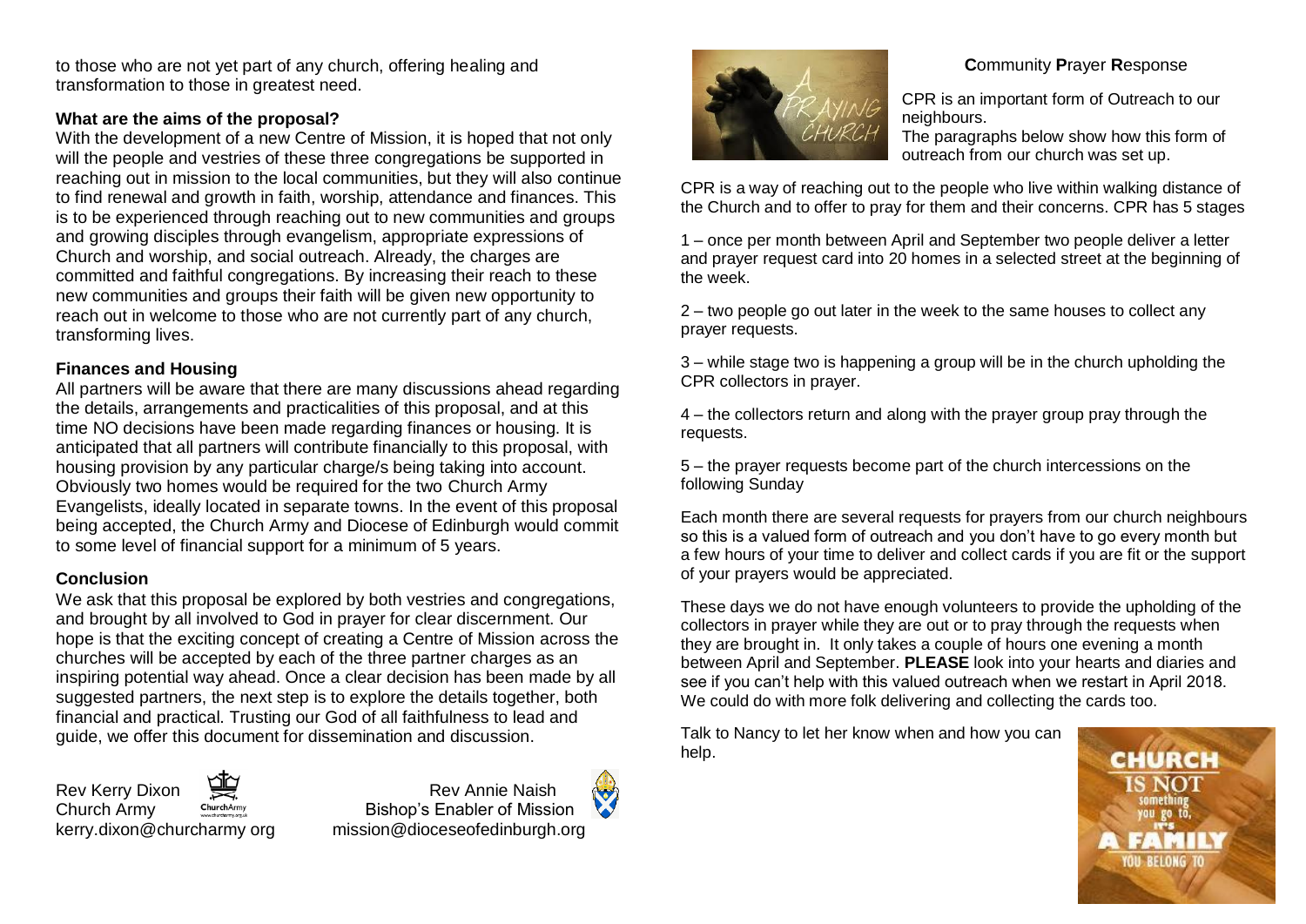to those who are not yet part of any church, offering healing and transformation to those in greatest need.

**What are the aims of the proposal?**

With the development of a new Centre of Mission, it is hoped that not only will the people and vestries of these three congregations be supported in reaching out in mission to the local communities, but they will also continue to find renewal and growth in faith, worship, attendance and finances. This is to be experienced through reaching out to new communities and groups and growing disciples through evangelism, appropriate expressions of Church and worship, and social outreach. Already, the charges are committed and faithful congregations. By increasing their reach to these new communities and groups their faith will be given new opportunity to reach out in welcome to those who are not currently part of any church, transforming lives.

**Finances and Housing**

All partners will be aware that there are many discussions ahead regarding the details, arrangements and practicalities of this proposal, and at this time NO decisions have been made regarding finances or housing. It is anticipated that all partners will contribute financially to this proposal, with housing provision by any particular charge/s being taking into account. Obviously two homes would be required for the two Church Army Evangelists, ideally located in separate towns. In the event of this proposal being accepted, the Church Army and Diocese of Edinburgh would commit to some level of financial support for a minimum of 5 years.

**Conclusion**

We ask that this proposal be explored by both vestries and congregations, and brought by all involved to God in prayer for clear discernment. Our hope is that the exciting concept of creating a Centre of Mission across the churches will be accepted by each of the three partner charges as an inspiring potential way ahead. Once a clear decision has been made by all suggested partners, the next step is to explore the details together, both financial and practical. Trusting our God of all faithfulness to lead and guide, we offer this document for dissemination and discussion.

Rev Kerry Dixon
Church Army
kerry.dixon@churcharmy org

Rev Annie Naish
Bishop's Enabler of Mission
mission@dioceseofedinburgh.org

**C**ommunity **P**rayer **R**esponse

CPR is an important form of Outreach to our neighbours.
The paragraphs below show how this form of outreach from our church was set up.

CPR is a way of reaching out to the people who live within walking distance of the Church and to offer to pray for them and their concerns. CPR has 5 stages

1 – once per month between April and September two people deliver a letter and prayer request card into 20 homes in a selected street at the beginning of the week.

2 – two people go out later in the week to the same houses to collect any prayer requests.

3 – while stage two is happening a group will be in the church upholding the CPR collectors in prayer.

4 – the collectors return and along with the prayer group pray through the requests.

5 – the prayer requests become part of the church intercessions on the following Sunday

Each month there are several requests for prayers from our church neighbours so this is a valued form of outreach and you don't have to go every month but a few hours of your time to deliver and collect cards if you are fit or the support of your prayers would be appreciated.

These days we do not have enough volunteers to provide the upholding of the collectors in prayer while they are out or to pray through the requests when they are brought in. It only takes a couple of hours one evening a month between April and September. **PLEASE** look into your hearts and diaries and see if you can't help with this valued outreach when we restart in April 2018. We could do with more folk delivering and collecting the cards too.

Talk to Nancy to let her know when and how you can help.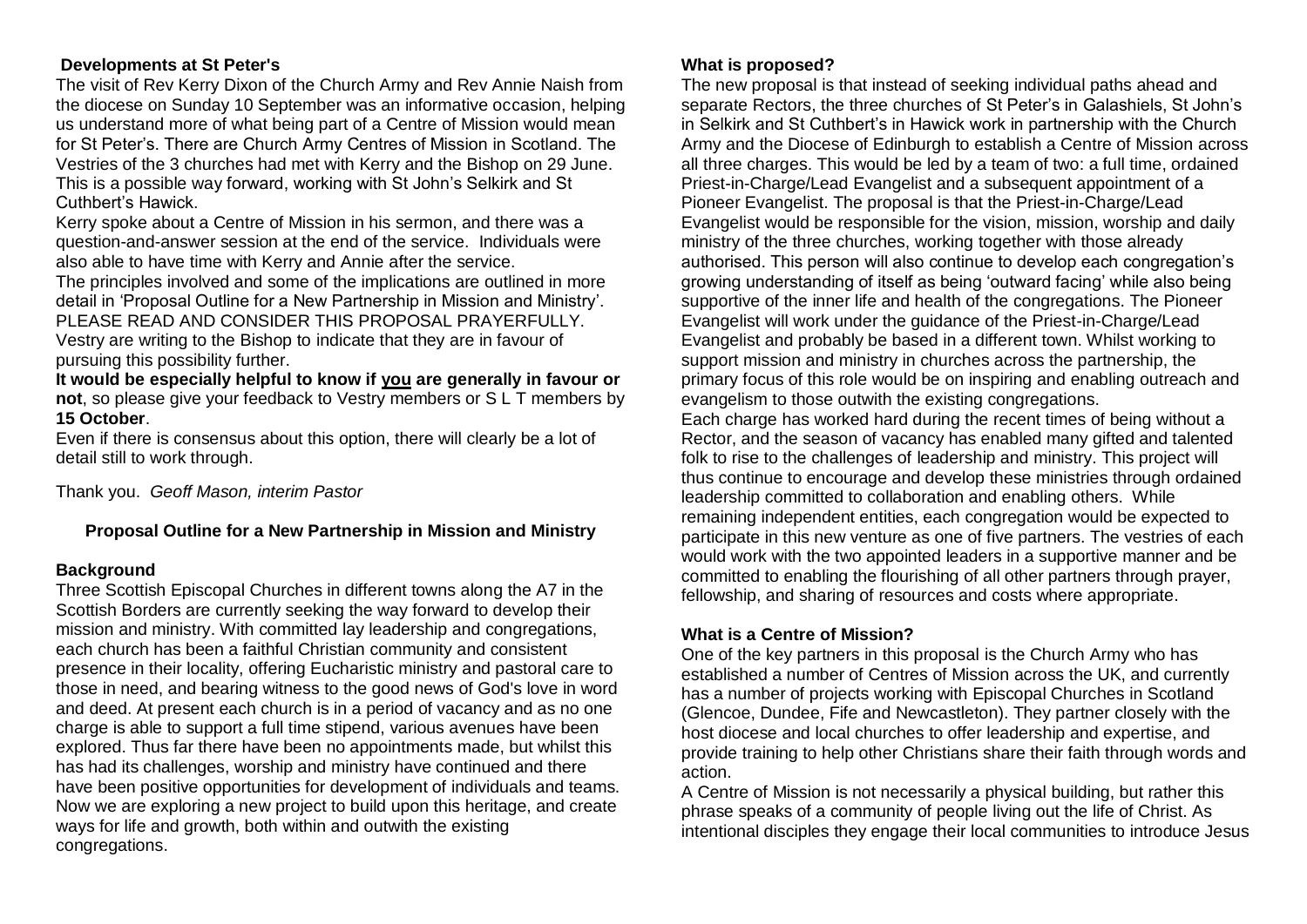### Developments at St Peter's

The visit of Rev Kerry Dixon of the Church Army and Rev Annie Naish from the diocese on Sunday 10 September was an informative occasion, helping us understand more of what being part of a Centre of Mission would mean for St Peter's. There are Church Army Centres of Mission in Scotland. The Vestries of the 3 churches had met with Kerry and the Bishop on 29 June. This is a possible way forward, working with St John's Selkirk and St Cuthbert's Hawick.

Kerry spoke about a Centre of Mission in his sermon, and there was a question-and-answer session at the end of the service. Individuals were also able to have time with Kerry and Annie after the service.

The principles involved and some of the implications are outlined in more detail in 'Proposal Outline for a New Partnership in Mission and Ministry'. PLEASE READ AND CONSIDER THIS PROPOSAL PRAYERFULLY.

Vestry are writing to the Bishop to indicate that they are in favour of pursuing this possibility further.

**It would be especially helpful to know if <u>you</u> are generally in favour or not**, so please give your feedback to Vestry members or S L T members by **15 October**.

Even if there is consensus about this option, there will clearly be a lot of detail still to work through.

Thank you. *Geoff Mason, interim Pastor*

### Proposal Outline for a New Partnership in Mission and Ministry

#### Background

Three Scottish Episcopal Churches in different towns along the A7 in the Scottish Borders are currently seeking the way forward to develop their mission and ministry. With committed lay leadership and congregations, each church has been a faithful Christian community and consistent presence in their locality, offering Eucharistic ministry and pastoral care to those in need, and bearing witness to the good news of God's love in word and deed. At present each church is in a period of vacancy and as no one charge is able to support a full time stipend, various avenues have been explored. Thus far there have been no appointments made, but whilst this has had its challenges, worship and ministry have continued and there have been positive opportunities for development of individuals and teams. Now we are exploring a new project to build upon this heritage, and create ways for life and growth, both within and outwith the existing congregations.

#### What is proposed?

The new proposal is that instead of seeking individual paths ahead and separate Rectors, the three churches of St Peter's in Galashiels, St John's in Selkirk and St Cuthbert's in Hawick work in partnership with the Church Army and the Diocese of Edinburgh to establish a Centre of Mission across all three charges. This would be led by a team of two: a full time, ordained Priest-in-Charge/Lead Evangelist and a subsequent appointment of a Pioneer Evangelist. The proposal is that the Priest-in-Charge/Lead Evangelist would be responsible for the vision, mission, worship and daily ministry of the three churches, working together with those already authorised. This person will also continue to develop each congregation's growing understanding of itself as being 'outward facing' while also being supportive of the inner life and health of the congregations. The Pioneer Evangelist will work under the guidance of the Priest-in-Charge/Lead Evangelist and probably be based in a different town. Whilst working to support mission and ministry in churches across the partnership, the primary focus of this role would be on inspiring and enabling outreach and evangelism to those outwith the existing congregations.

Each charge has worked hard during the recent times of being without a Rector, and the season of vacancy has enabled many gifted and talented folk to rise to the challenges of leadership and ministry. This project will thus continue to encourage and develop these ministries through ordained leadership committed to collaboration and enabling others. While remaining independent entities, each congregation would be expected to participate in this new venture as one of five partners. The vestries of each would work with the two appointed leaders in a supportive manner and be committed to enabling the flourishing of all other partners through prayer, fellowship, and sharing of resources and costs where appropriate.

#### What is a Centre of Mission?

One of the key partners in this proposal is the Church Army who has established a number of Centres of Mission across the UK, and currently has a number of projects working with Episcopal Churches in Scotland (Glencoe, Dundee, Fife and Newcastleton). They partner closely with the host diocese and local churches to offer leadership and expertise, and provide training to help other Christians share their faith through words and action.

A Centre of Mission is not necessarily a physical building, but rather this phrase speaks of a community of people living out the life of Christ. As intentional disciples they engage their local communities to introduce Jesus